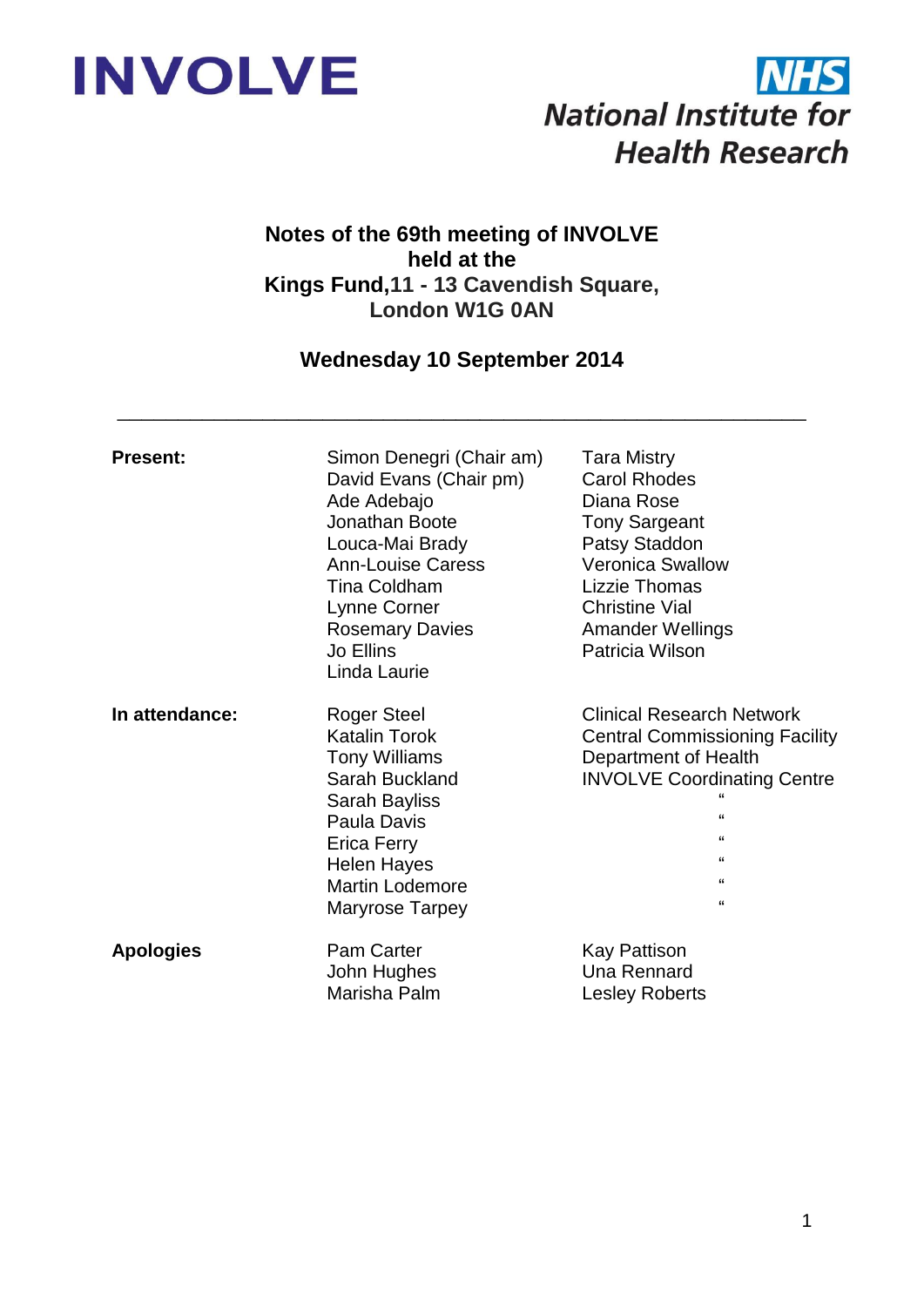INVOLVE

NHS
National Institute for Health Research

# Notes of the 69th meeting of INVOLVE held at the Kings Fund,11 - 13 Cavendish Square, London W1G 0AN

## Wednesday 10 September 2014

---

| | | |
|---|---|---|
| **Present:** | Simon Denegri (Chair am) | Tara Mistry |
| | David Evans (Chair pm) | Carol Rhodes |
| | Ade Adebajo | Diana Rose |
| | Jonathan Boote | Tony Sargeant |
| | Louca-Mai Brady | Patsy Staddon |
| | Ann-Louise Caress | Veronica Swallow |
| | Tina Coldham | Lizzie Thomas |
| | Lynne Corner | Christine Vial |
| | Rosemary Davies | Amander Wellings |
| | Jo Ellins | Patricia Wilson |
| | Linda Laurie | |
| **In attendance:** | Roger Steel | Clinical Research Network |
| | Katalin Torok | Central Commissioning Facility |
| | Tony Williams | Department of Health |
| | Sarah Buckland | INVOLVE Coordinating Centre |
| | Sarah Bayliss | " |
| | Paula Davis | " |
| | Erica Ferry | " |
| | Helen Hayes | " |
| | Martin Lodemore | " |
| | Maryrose Tarpey | " |
| **Apologies** | Pam Carter | Kay Pattison |
| | John Hughes | Una Rennard |
| | Marisha Palm | Lesley Roberts |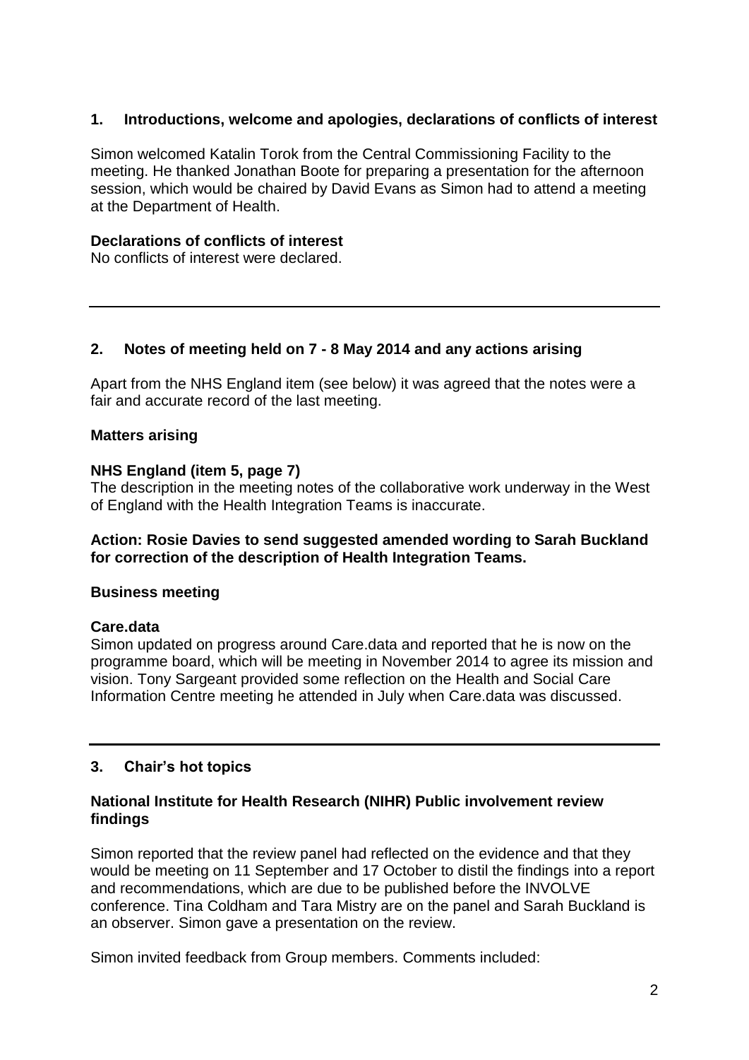## 1. Introductions, welcome and apologies, declarations of conflicts of interest

Simon welcomed Katalin Torok from the Central Commissioning Facility to the meeting. He thanked Jonathan Boote for preparing a presentation for the afternoon session, which would be chaired by David Evans as Simon had to attend a meeting at the Department of Health.

**Declarations of conflicts of interest**
No conflicts of interest were declared.

---

## 2. Notes of meeting held on 7 - 8 May 2014 and any actions arising

Apart from the NHS England item (see below) it was agreed that the notes were a fair and accurate record of the last meeting.

**Matters arising**

**NHS England (item 5, page 7)**
The description in the meeting notes of the collaborative work underway in the West of England with the Health Integration Teams is inaccurate.

**Action: Rosie Davies to send suggested amended wording to Sarah Buckland for correction of the description of Health Integration Teams.**

**Business meeting**

**Care.data**
Simon updated on progress around Care.data and reported that he is now on the programme board, which will be meeting in November 2014 to agree its mission and vision. Tony Sargeant provided some reflection on the Health and Social Care Information Centre meeting he attended in July when Care.data was discussed.

---

## 3. Chair's hot topics

**National Institute for Health Research (NIHR) Public involvement review findings**

Simon reported that the review panel had reflected on the evidence and that they would be meeting on 11 September and 17 October to distil the findings into a report and recommendations, which are due to be published before the INVOLVE conference. Tina Coldham and Tara Mistry are on the panel and Sarah Buckland is an observer. Simon gave a presentation on the review.

Simon invited feedback from Group members. Comments included: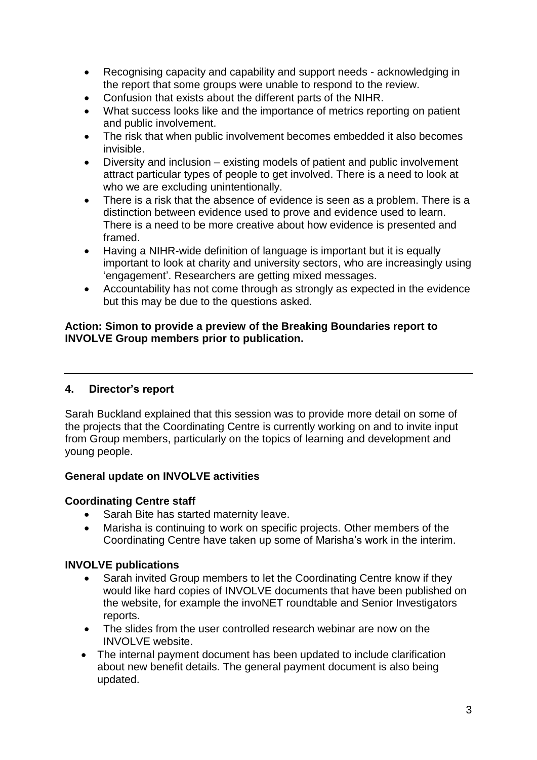- Recognising capacity and capability and support needs - acknowledging in the report that some groups were unable to respond to the review.
- Confusion that exists about the different parts of the NIHR.
- What success looks like and the importance of metrics reporting on patient and public involvement.
- The risk that when public involvement becomes embedded it also becomes invisible.
- Diversity and inclusion – existing models of patient and public involvement attract particular types of people to get involved. There is a need to look at who we are excluding unintentionally.
- There is a risk that the absence of evidence is seen as a problem. There is a distinction between evidence used to prove and evidence used to learn. There is a need to be more creative about how evidence is presented and framed.
- Having a NIHR-wide definition of language is important but it is equally important to look at charity and university sectors, who are increasingly using 'engagement'. Researchers are getting mixed messages.
- Accountability has not come through as strongly as expected in the evidence but this may be due to the questions asked.

**Action: Simon to provide a preview of the Breaking Boundaries report to INVOLVE Group members prior to publication.**

---

## 4. Director's report

Sarah Buckland explained that this session was to provide more detail on some of the projects that the Coordinating Centre is currently working on and to invite input from Group members, particularly on the topics of learning and development and young people.

### General update on INVOLVE activities

**Coordinating Centre staff**

- Sarah Bite has started maternity leave.
- Marisha is continuing to work on specific projects. Other members of the Coordinating Centre have taken up some of Marisha's work in the interim.

**INVOLVE publications**

- Sarah invited Group members to let the Coordinating Centre know if they would like hard copies of INVOLVE documents that have been published on the website, for example the invoNET roundtable and Senior Investigators reports.
- The slides from the user controlled research webinar are now on the INVOLVE website.
- The internal payment document has been updated to include clarification about new benefit details. The general payment document is also being updated.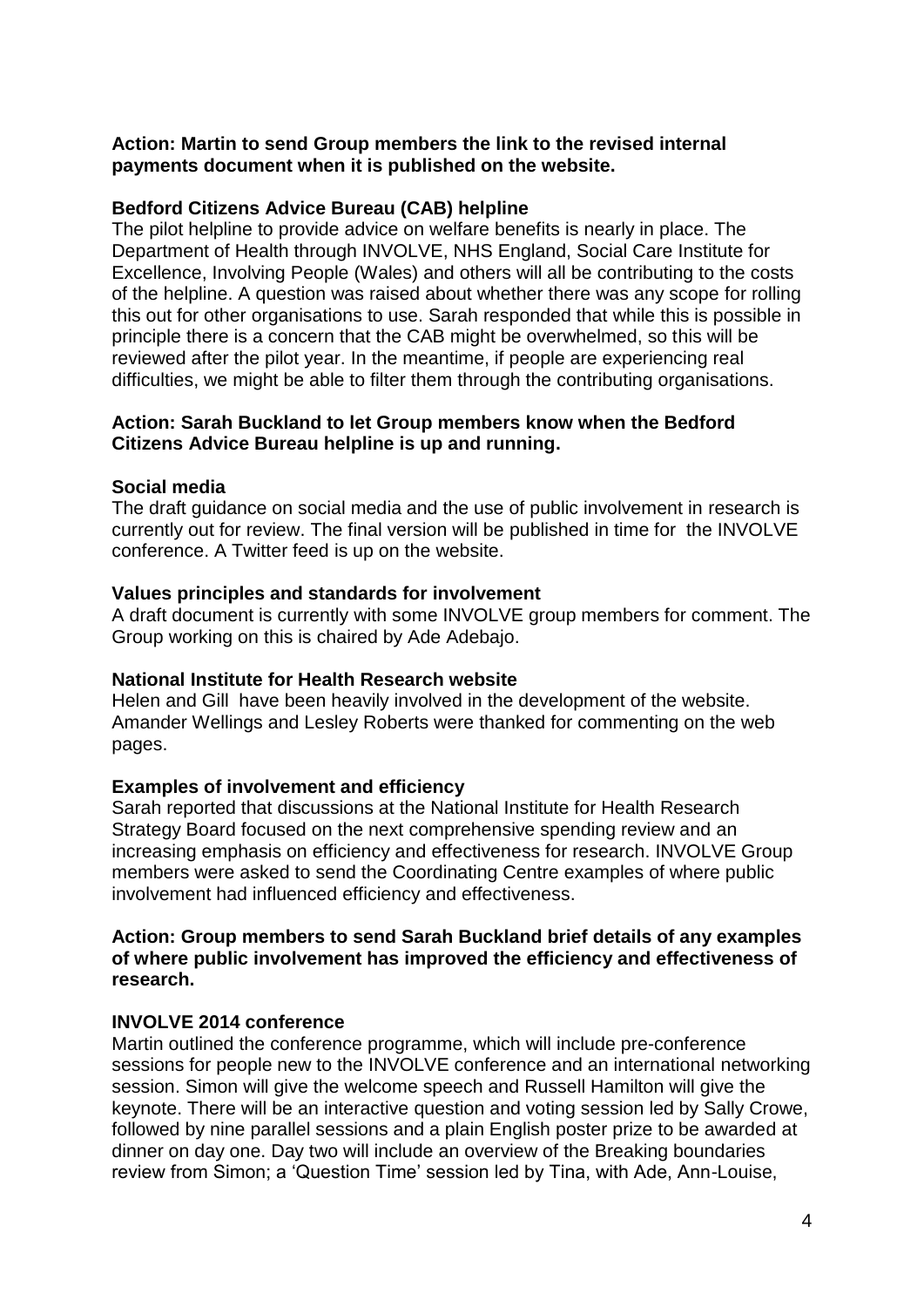**Action: Martin to send Group members the link to the revised internal payments document when it is published on the website.**

**Bedford Citizens Advice Bureau (CAB) helpline**

The pilot helpline to provide advice on welfare benefits is nearly in place. The Department of Health through INVOLVE, NHS England, Social Care Institute for Excellence, Involving People (Wales) and others will all be contributing to the costs of the helpline. A question was raised about whether there was any scope for rolling this out for other organisations to use. Sarah responded that while this is possible in principle there is a concern that the CAB might be overwhelmed, so this will be reviewed after the pilot year. In the meantime, if people are experiencing real difficulties, we might be able to filter them through the contributing organisations.

**Action: Sarah Buckland to let Group members know when the Bedford Citizens Advice Bureau helpline is up and running.**

**Social media**

The draft guidance on social media and the use of public involvement in research is currently out for review. The final version will be published in time for the INVOLVE conference. A Twitter feed is up on the website.

**Values principles and standards for involvement**

A draft document is currently with some INVOLVE group members for comment. The Group working on this is chaired by Ade Adebajo.

**National Institute for Health Research website**

Helen and Gill have been heavily involved in the development of the website. Amander Wellings and Lesley Roberts were thanked for commenting on the web pages.

**Examples of involvement and efficiency**

Sarah reported that discussions at the National Institute for Health Research Strategy Board focused on the next comprehensive spending review and an increasing emphasis on efficiency and effectiveness for research. INVOLVE Group members were asked to send the Coordinating Centre examples of where public involvement had influenced efficiency and effectiveness.

**Action: Group members to send Sarah Buckland brief details of any examples of where public involvement has improved the efficiency and effectiveness of research.**

**INVOLVE 2014 conference**

Martin outlined the conference programme, which will include pre-conference sessions for people new to the INVOLVE conference and an international networking session. Simon will give the welcome speech and Russell Hamilton will give the keynote. There will be an interactive question and voting session led by Sally Crowe, followed by nine parallel sessions and a plain English poster prize to be awarded at dinner on day one. Day two will include an overview of the Breaking boundaries review from Simon; a 'Question Time' session led by Tina, with Ade, Ann-Louise,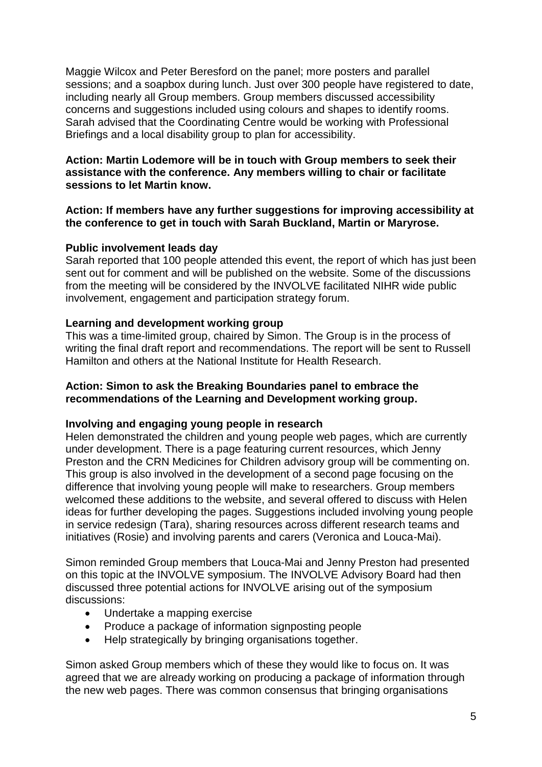Maggie Wilcox and Peter Beresford on the panel; more posters and parallel sessions; and a soapbox during lunch. Just over 300 people have registered to date, including nearly all Group members. Group members discussed accessibility concerns and suggestions included using colours and shapes to identify rooms. Sarah advised that the Coordinating Centre would be working with Professional Briefings and a local disability group to plan for accessibility.

**Action: Martin Lodemore will be in touch with Group members to seek their assistance with the conference. Any members willing to chair or facilitate sessions to let Martin know.**

**Action: If members have any further suggestions for improving accessibility at the conference to get in touch with Sarah Buckland, Martin or Maryrose.**

**Public involvement leads day**

Sarah reported that 100 people attended this event, the report of which has just been sent out for comment and will be published on the website. Some of the discussions from the meeting will be considered by the INVOLVE facilitated NIHR wide public involvement, engagement and participation strategy forum.

**Learning and development working group**

This was a time-limited group, chaired by Simon. The Group is in the process of writing the final draft report and recommendations. The report will be sent to Russell Hamilton and others at the National Institute for Health Research.

**Action: Simon to ask the Breaking Boundaries panel to embrace the recommendations of the Learning and Development working group.**

**Involving and engaging young people in research**

Helen demonstrated the children and young people web pages, which are currently under development. There is a page featuring current resources, which Jenny Preston and the CRN Medicines for Children advisory group will be commenting on. This group is also involved in the development of a second page focusing on the difference that involving young people will make to researchers. Group members welcomed these additions to the website, and several offered to discuss with Helen ideas for further developing the pages. Suggestions included involving young people in service redesign (Tara), sharing resources across different research teams and initiatives (Rosie) and involving parents and carers (Veronica and Louca-Mai).

Simon reminded Group members that Louca-Mai and Jenny Preston had presented on this topic at the INVOLVE symposium. The INVOLVE Advisory Board had then discussed three potential actions for INVOLVE arising out of the symposium discussions:

- Undertake a mapping exercise
- Produce a package of information signposting people
- Help strategically by bringing organisations together.

Simon asked Group members which of these they would like to focus on. It was agreed that we are already working on producing a package of information through the new web pages. There was common consensus that bringing organisations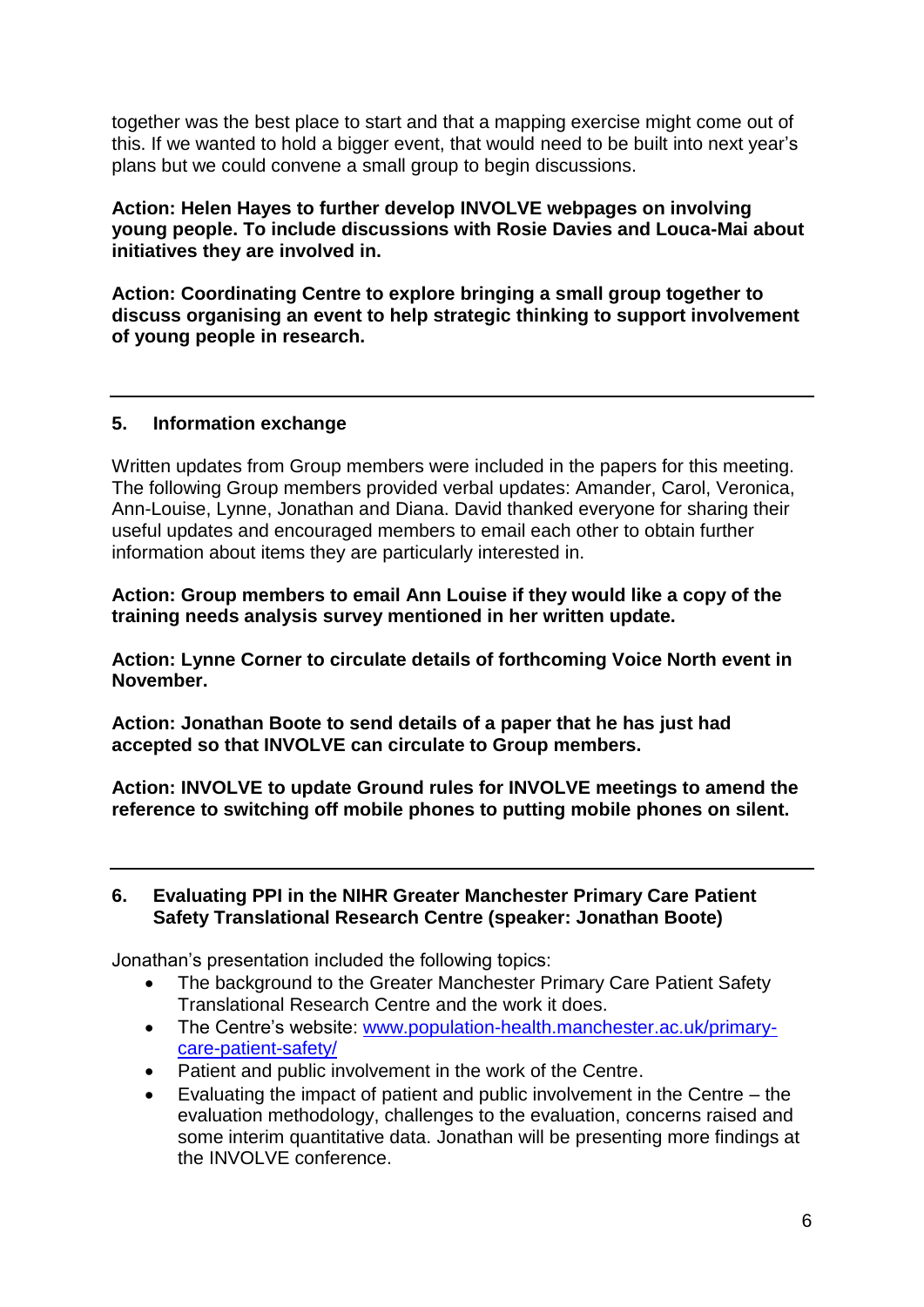together was the best place to start and that a mapping exercise might come out of this. If we wanted to hold a bigger event, that would need to be built into next year's plans but we could convene a small group to begin discussions.

**Action: Helen Hayes to further develop INVOLVE webpages on involving young people. To include discussions with Rosie Davies and Louca-Mai about initiatives they are involved in.**

**Action: Coordinating Centre to explore bringing a small group together to discuss organising an event to help strategic thinking to support involvement of young people in research.**

---

## 5. Information exchange

Written updates from Group members were included in the papers for this meeting. The following Group members provided verbal updates: Amander, Carol, Veronica, Ann-Louise, Lynne, Jonathan and Diana. David thanked everyone for sharing their useful updates and encouraged members to email each other to obtain further information about items they are particularly interested in.

**Action: Group members to email Ann Louise if they would like a copy of the training needs analysis survey mentioned in her written update.**

**Action: Lynne Corner to circulate details of forthcoming Voice North event in November.**

**Action: Jonathan Boote to send details of a paper that he has just had accepted so that INVOLVE can circulate to Group members.**

**Action: INVOLVE to update Ground rules for INVOLVE meetings to amend the reference to switching off mobile phones to putting mobile phones on silent.**

---

## 6. Evaluating PPI in the NIHR Greater Manchester Primary Care Patient Safety Translational Research Centre (speaker: Jonathan Boote)

Jonathan's presentation included the following topics:

- The background to the Greater Manchester Primary Care Patient Safety Translational Research Centre and the work it does.
- The Centre's website: [www.population-health.manchester.ac.uk/primary-care-patient-safety/](http://www.population-health.manchester.ac.uk/primary-care-patient-safety/)
- Patient and public involvement in the work of the Centre.
- Evaluating the impact of patient and public involvement in the Centre – the evaluation methodology, challenges to the evaluation, concerns raised and some interim quantitative data. Jonathan will be presenting more findings at the INVOLVE conference.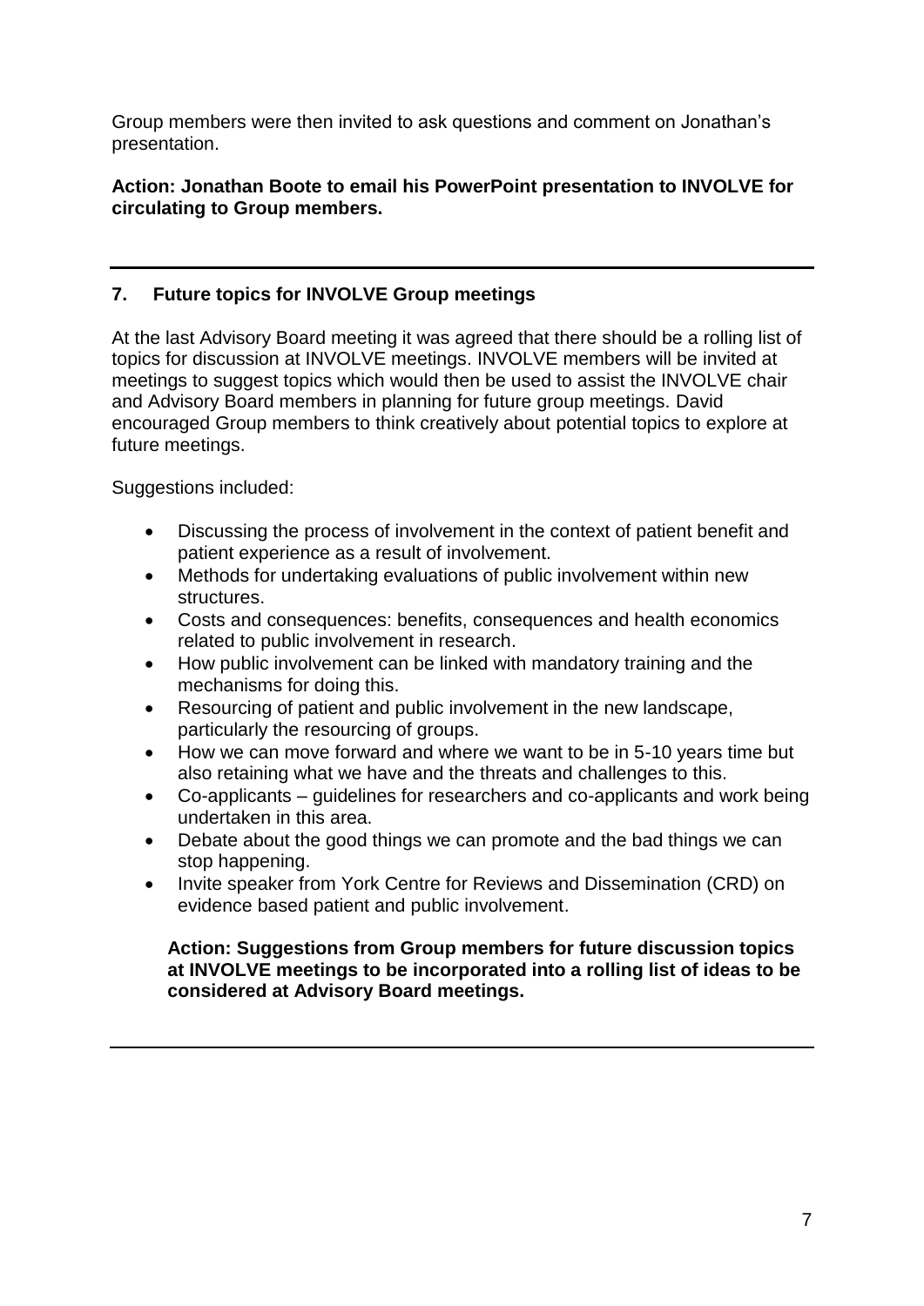Group members were then invited to ask questions and comment on Jonathan's presentation.

**Action: Jonathan Boote to email his PowerPoint presentation to INVOLVE for circulating to Group members.**

---

## 7. Future topics for INVOLVE Group meetings

At the last Advisory Board meeting it was agreed that there should be a rolling list of topics for discussion at INVOLVE meetings. INVOLVE members will be invited at meetings to suggest topics which would then be used to assist the INVOLVE chair and Advisory Board members in planning for future group meetings. David encouraged Group members to think creatively about potential topics to explore at future meetings.

Suggestions included:

- Discussing the process of involvement in the context of patient benefit and patient experience as a result of involvement.
- Methods for undertaking evaluations of public involvement within new structures.
- Costs and consequences: benefits, consequences and health economics related to public involvement in research.
- How public involvement can be linked with mandatory training and the mechanisms for doing this.
- Resourcing of patient and public involvement in the new landscape, particularly the resourcing of groups.
- How we can move forward and where we want to be in 5-10 years time but also retaining what we have and the threats and challenges to this.
- Co-applicants – guidelines for researchers and co-applicants and work being undertaken in this area.
- Debate about the good things we can promote and the bad things we can stop happening.
- Invite speaker from York Centre for Reviews and Dissemination (CRD) on evidence based patient and public involvement.

**Action: Suggestions from Group members for future discussion topics at INVOLVE meetings to be incorporated into a rolling list of ideas to be considered at Advisory Board meetings.**

---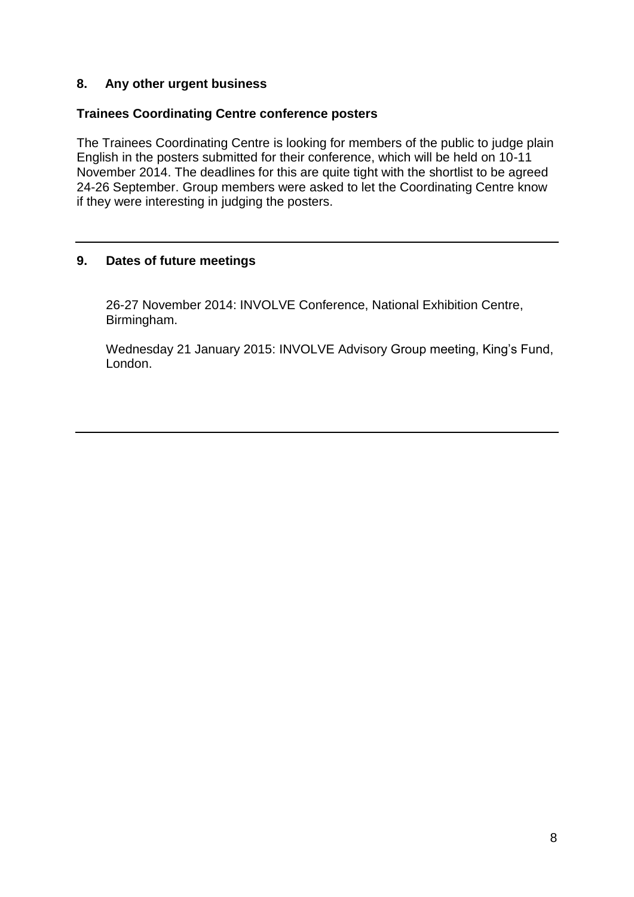## 8. Any other urgent business

### Trainees Coordinating Centre conference posters

The Trainees Coordinating Centre is looking for members of the public to judge plain English in the posters submitted for their conference, which will be held on 10-11 November 2014. The deadlines for this are quite tight with the shortlist to be agreed 24-26 September. Group members were asked to let the Coordinating Centre know if they were interesting in judging the posters.

---

## 9. Dates of future meetings

26-27 November 2014: INVOLVE Conference, National Exhibition Centre, Birmingham.

Wednesday 21 January 2015: INVOLVE Advisory Group meeting, King's Fund, London.

---